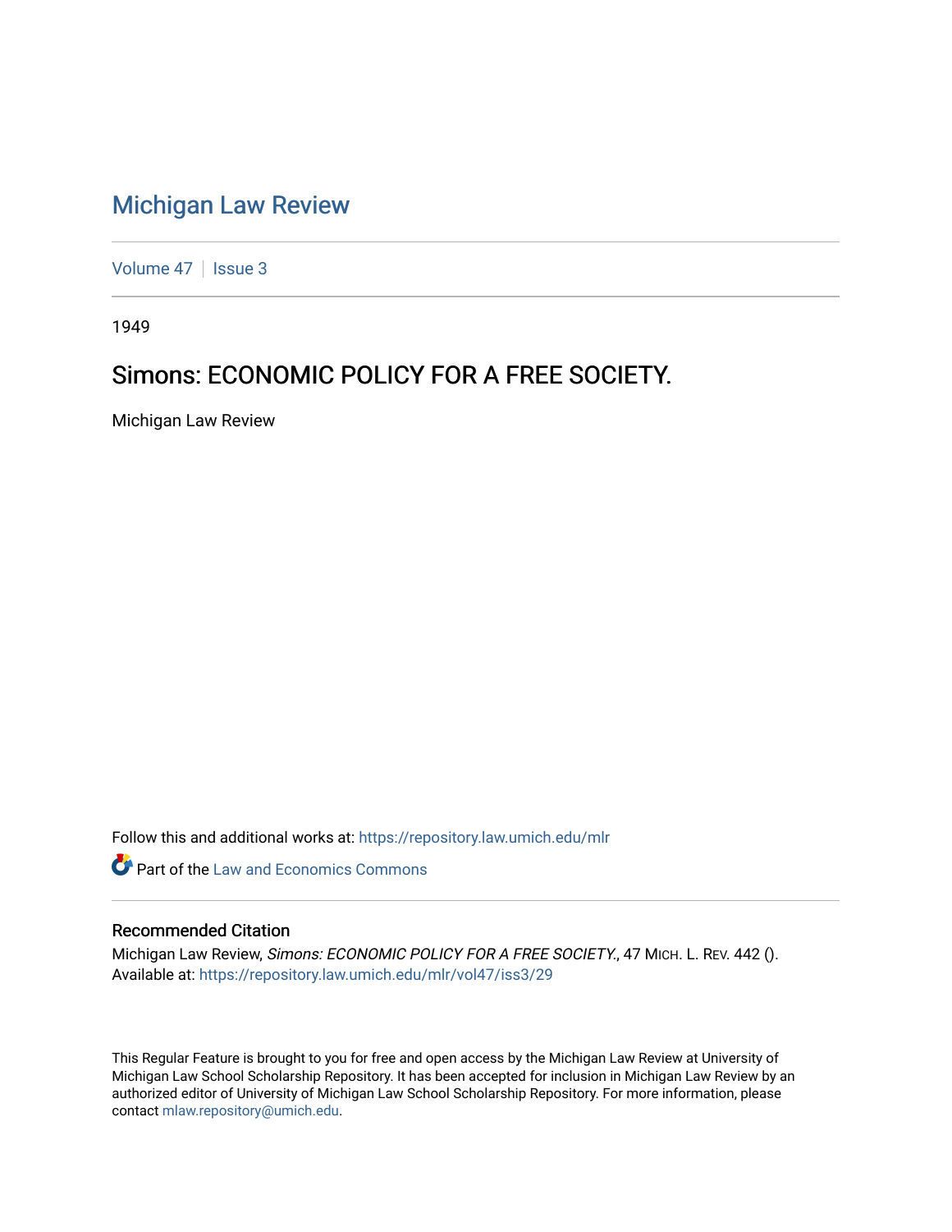# Michigan Law Review

Volume 47 | Issue 3

1949

## Simons: ECONOMIC POLICY FOR A FREE SOCIETY.

Michigan Law Review

Follow this and additional works at: https://repository.law.umich.edu/mlr

Part of the Law and Economics Commons

### Recommended Citation

Michigan Law Review, *Simons: ECONOMIC POLICY FOR A FREE SOCIETY.*, 47 MICH. L. REV. 442 ().
Available at: https://repository.law.umich.edu/mlr/vol47/iss3/29

This Regular Feature is brought to you for free and open access by the Michigan Law Review at University of Michigan Law School Scholarship Repository. It has been accepted for inclusion in Michigan Law Review by an authorized editor of University of Michigan Law School Scholarship Repository. For more information, please contact mlaw.repository@umich.edu.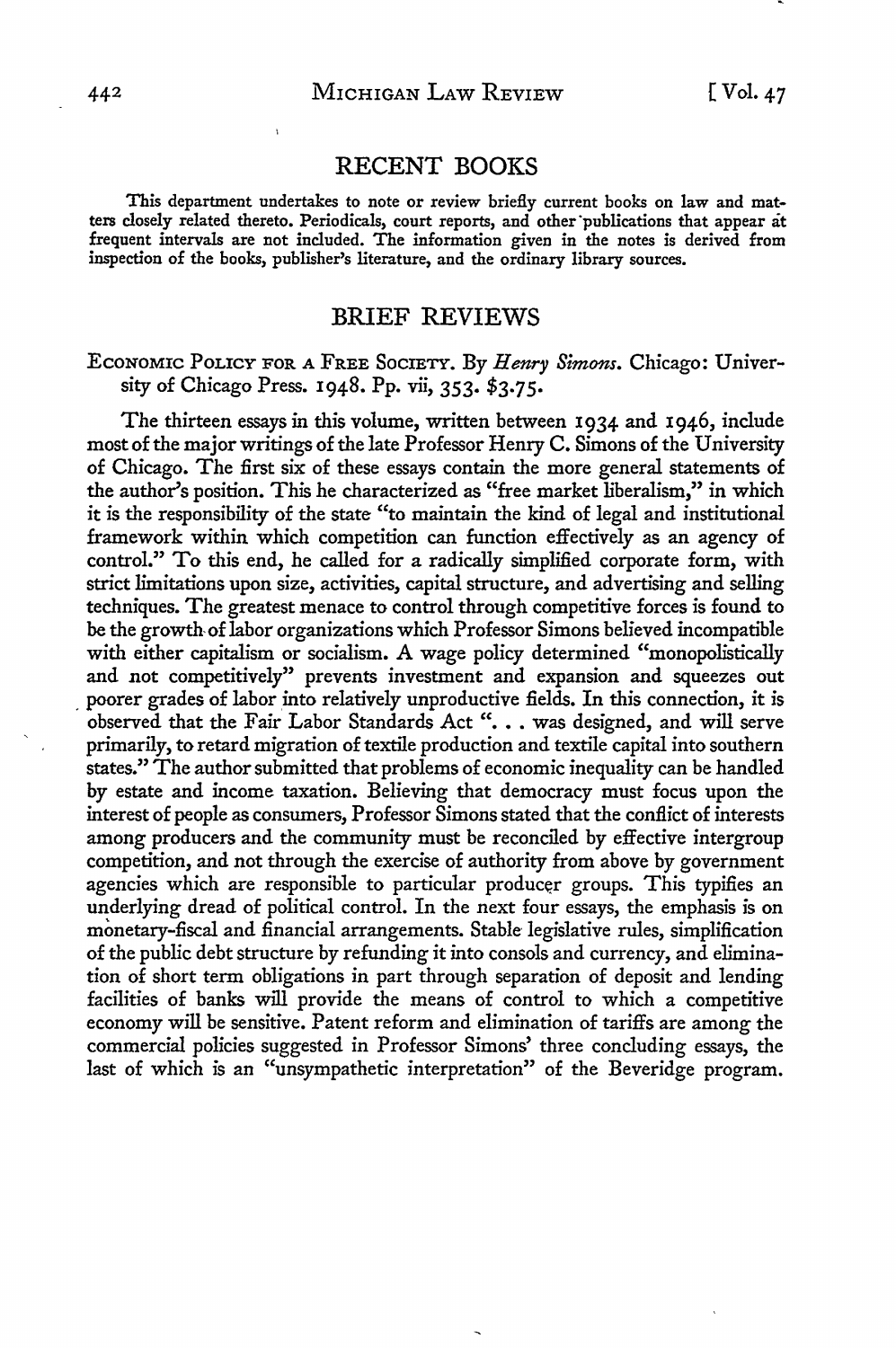# RECENT BOOKS

This department undertakes to note or review briefly current books on law and matters closely related thereto. Periodicals, court reports, and other publications that appear at frequent intervals are not included. The information given in the notes is derived from inspection of the books, publisher's literature, and the ordinary library sources.

## BRIEF REVIEWS

ECONOMIC POLICY FOR A FREE SOCIETY. By *Henry Simons*. Chicago: University of Chicago Press. 1948. Pp. vii, 353. $3.75.

The thirteen essays in this volume, written between 1934 and 1946, include most of the major writings of the late Professor Henry C. Simons of the University of Chicago. The first six of these essays contain the more general statements of the author's position. This he characterized as "free market liberalism," in which it is the responsibility of the state "to maintain the kind of legal and institutional framework within which competition can function effectively as an agency of control." To this end, he called for a radically simplified corporate form, with strict limitations upon size, activities, capital structure, and advertising and selling techniques. The greatest menace to control through competitive forces is found to be the growth of labor organizations which Professor Simons believed incompatible with either capitalism or socialism. A wage policy determined "monopolistically and not competitively" prevents investment and expansion and squeezes out poorer grades of labor into relatively unproductive fields. In this connection, it is observed that the Fair Labor Standards Act ". . . was designed, and will serve primarily, to retard migration of textile production and textile capital into southern states." The author submitted that problems of economic inequality can be handled by estate and income taxation. Believing that democracy must focus upon the interest of people as consumers, Professor Simons stated that the conflict of interests among producers and the community must be reconciled by effective intergroup competition, and not through the exercise of authority from above by government agencies which are responsible to particular producer groups. This typifies an underlying dread of political control. In the next four essays, the emphasis is on monetary-fiscal and financial arrangements. Stable legislative rules, simplification of the public debt structure by refunding it into consols and currency, and elimination of short term obligations in part through separation of deposit and lending facilities of banks will provide the means of control to which a competitive economy will be sensitive. Patent reform and elimination of tariffs are among the commercial policies suggested in Professor Simons' three concluding essays, the last of which is an "unsympathetic interpretation" of the Beveridge program.